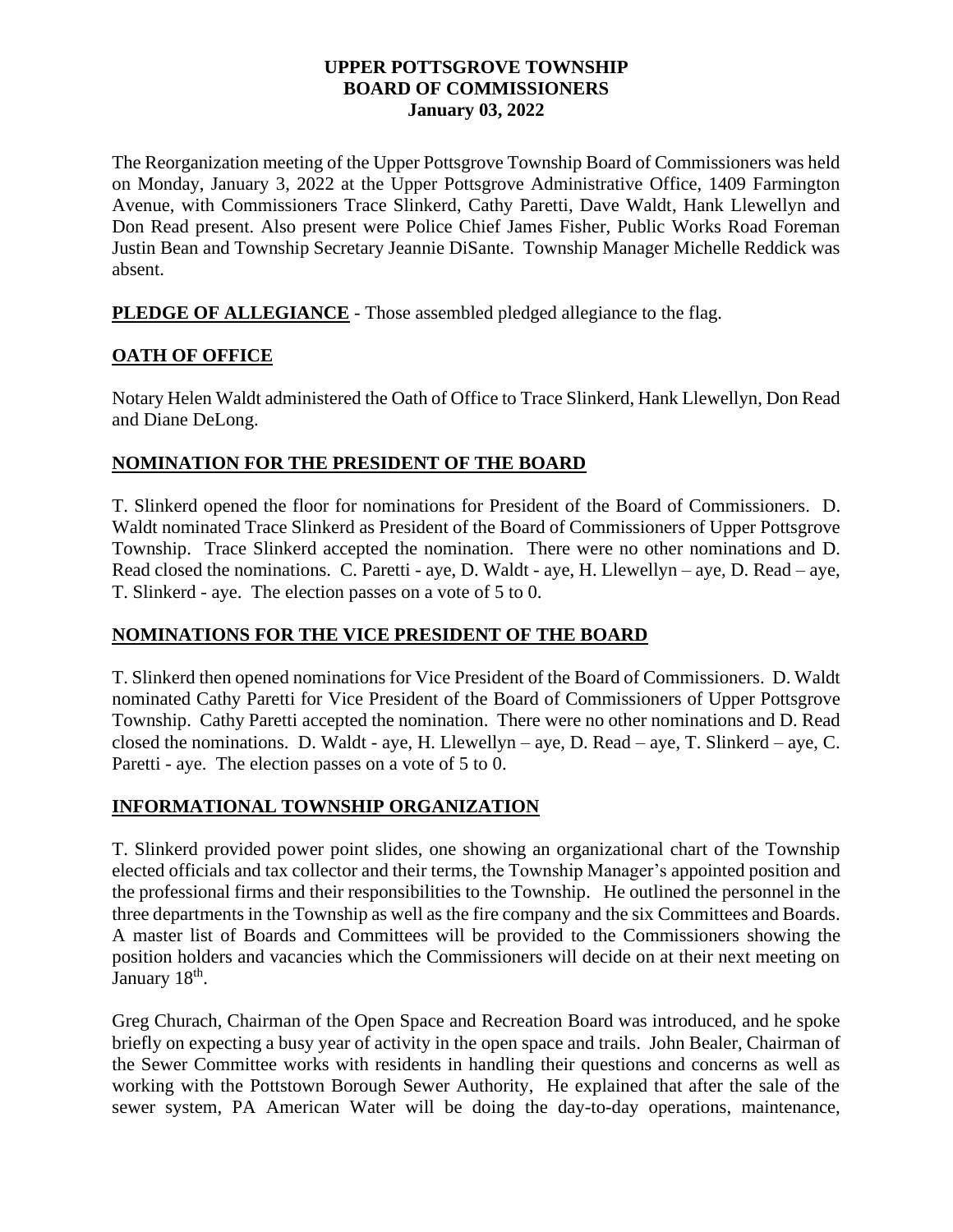# UPPER POTTSGROVE TOWNSHIP
# BOARD OF COMMISSIONERS
## January 03, 2022

The Reorganization meeting of the Upper Pottsgrove Township Board of Commissioners was held on Monday, January 3, 2022 at the Upper Pottsgrove Administrative Office, 1409 Farmington Avenue, with Commissioners Trace Slinkerd, Cathy Paretti, Dave Waldt, Hank Llewellyn and Don Read present. Also present were Police Chief James Fisher, Public Works Road Foreman Justin Bean and Township Secretary Jeannie DiSante. Township Manager Michelle Reddick was absent.

**PLEDGE OF ALLEGIANCE** - Those assembled pledged allegiance to the flag.

**OATH OF OFFICE**

Notary Helen Waldt administered the Oath of Office to Trace Slinkerd, Hank Llewellyn, Don Read and Diane DeLong.

**NOMINATION FOR THE PRESIDENT OF THE BOARD**

T. Slinkerd opened the floor for nominations for President of the Board of Commissioners. D. Waldt nominated Trace Slinkerd as President of the Board of Commissioners of Upper Pottsgrove Township. Trace Slinkerd accepted the nomination. There were no other nominations and D. Read closed the nominations. C. Paretti - aye, D. Waldt - aye, H. Llewellyn – aye, D. Read – aye, T. Slinkerd - aye. The election passes on a vote of 5 to 0.

**NOMINATIONS FOR THE VICE PRESIDENT OF THE BOARD**

T. Slinkerd then opened nominations for Vice President of the Board of Commissioners. D. Waldt nominated Cathy Paretti for Vice President of the Board of Commissioners of Upper Pottsgrove Township. Cathy Paretti accepted the nomination. There were no other nominations and D. Read closed the nominations. D. Waldt - aye, H. Llewellyn – aye, D. Read – aye, T. Slinkerd – aye, C. Paretti - aye. The election passes on a vote of 5 to 0.

**INFORMATIONAL TOWNSHIP ORGANIZATION**

T. Slinkerd provided power point slides, one showing an organizational chart of the Township elected officials and tax collector and their terms, the Township Manager's appointed position and the professional firms and their responsibilities to the Township. He outlined the personnel in the three departments in the Township as well as the fire company and the six Committees and Boards. A master list of Boards and Committees will be provided to the Commissioners showing the position holders and vacancies which the Commissioners will decide on at their next meeting on January 18th.

Greg Churach, Chairman of the Open Space and Recreation Board was introduced, and he spoke briefly on expecting a busy year of activity in the open space and trails. John Bealer, Chairman of the Sewer Committee works with residents in handling their questions and concerns as well as working with the Pottstown Borough Sewer Authority, He explained that after the sale of the sewer system, PA American Water will be doing the day-to-day operations, maintenance,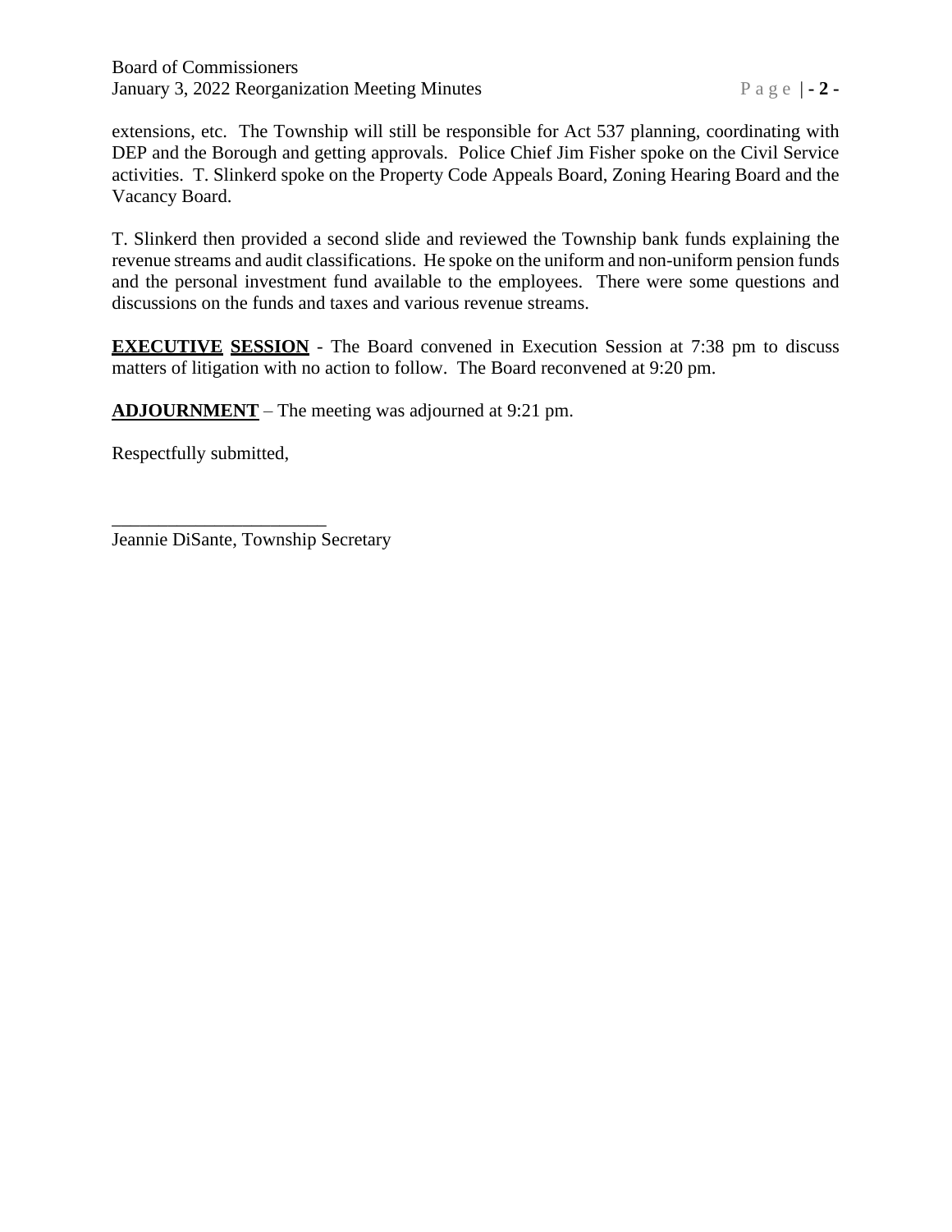extensions, etc. The Township will still be responsible for Act 537 planning, coordinating with DEP and the Borough and getting approvals. Police Chief Jim Fisher spoke on the Civil Service activities. T. Slinkerd spoke on the Property Code Appeals Board, Zoning Hearing Board and the Vacancy Board.

T. Slinkerd then provided a second slide and reviewed the Township bank funds explaining the revenue streams and audit classifications. He spoke on the uniform and non-uniform pension funds and the personal investment fund available to the employees. There were some questions and discussions on the funds and taxes and various revenue streams.

**EXECUTIVE SESSION** - The Board convened in Execution Session at 7:38 pm to discuss matters of litigation with no action to follow. The Board reconvened at 9:20 pm.

**ADJOURNMENT** – The meeting was adjourned at 9:21 pm.

Respectfully submitted,

______________________

Jeannie DiSante, Township Secretary